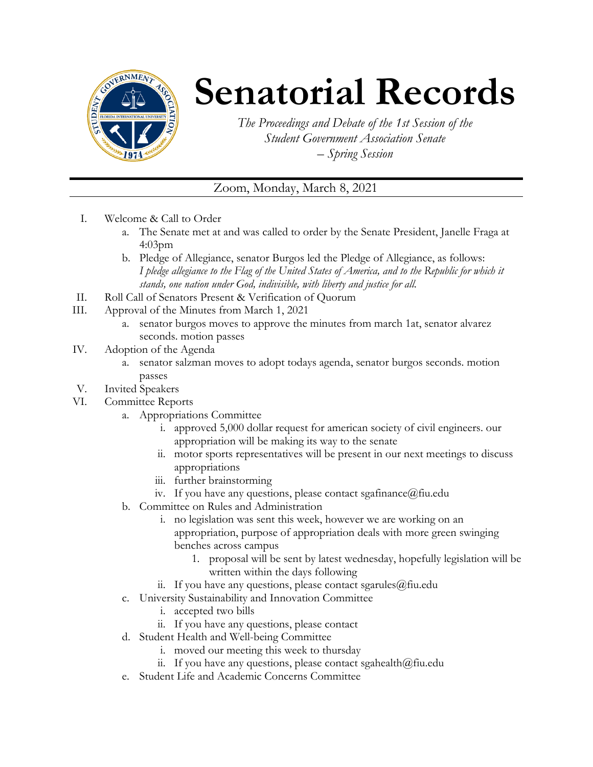# Senatorial Records

*The Proceedings and Debate of the 1st Session of the Student Government Association Senate – Spring Session*

Zoom, Monday, March 8, 2021

I. Welcome & Call to Order
   a. The Senate met at and was called to order by the Senate President, Janelle Fraga at 4:03pm
   b. Pledge of Allegiance, senator Burgos led the Pledge of Allegiance, as follows: *I pledge allegiance to the Flag of the United States of America, and to the Republic for which it stands, one nation under God, indivisible, with liberty and justice for all.*

II. Roll Call of Senators Present & Verification of Quorum

III. Approval of the Minutes from March 1, 2021
   a. senator burgos moves to approve the minutes from march 1at, senator alvarez seconds. motion passes

IV. Adoption of the Agenda
   a. senator salzman moves to adopt todays agenda, senator burgos seconds. motion passes

V. Invited Speakers

VI. Committee Reports
   a. Appropriations Committee
      i. approved 5,000 dollar request for american society of civil engineers. our appropriation will be making its way to the senate
      ii. motor sports representatives will be present in our next meetings to discuss appropriations
      iii. further brainstorming
      iv. If you have any questions, please contact sgafinance@fiu.edu
   b. Committee on Rules and Administration
      i. no legislation was sent this week, however we are working on an appropriation, purpose of appropriation deals with more green swinging benches across campus
         1. proposal will be sent by latest wednesday, hopefully legislation will be written within the days following
      ii. If you have any questions, please contact sgarules@fiu.edu
   c. University Sustainability and Innovation Committee
      i. accepted two bills
      ii. If you have any questions, please contact
   d. Student Health and Well-being Committee
      i. moved our meeting this week to thursday
      ii. If you have any questions, please contact sgahealth@fiu.edu
   e. Student Life and Academic Concerns Committee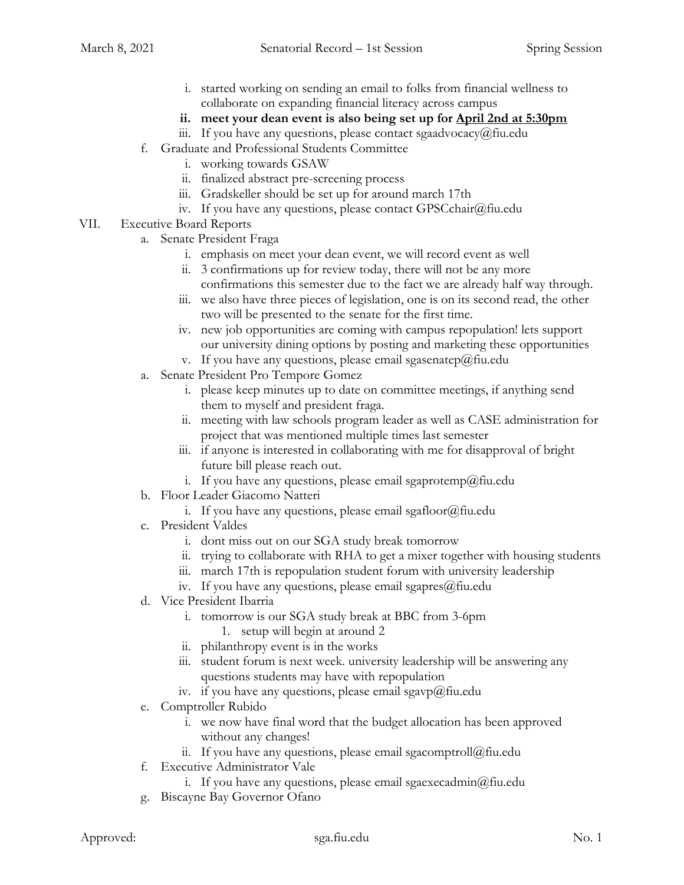i. started working on sending an email to folks from financial wellness to collaborate on expanding financial literacy across campus
   ii. **meet your dean event is also being set up for <u>April 2nd at 5:30pm</u>**
   iii. If you have any questions, please contact sgaadvocacy@fiu.edu

f. Graduate and Professional Students Committee
   i. working towards GSAW
   ii. finalized abstract pre-screening process
   iii. Gradskeller should be set up for around march 17th
   iv. If you have any questions, please contact GPSCchair@fiu.edu

VII. Executive Board Reports

a. Senate President Fraga
   i. emphasis on meet your dean event, we will record event as well
   ii. 3 confirmations up for review today, there will not be any more confirmations this semester due to the fact we are already half way through.
   iii. we also have three pieces of legislation, one is on its second read, the other two will be presented to the senate for the first time.
   iv. new job opportunities are coming with campus repopulation! lets support our university dining options by posting and marketing these opportunities
   v. If you have any questions, please email sgasenatep@fiu.edu

a. Senate President Pro Tempore Gomez
   i. please keep minutes up to date on committee meetings, if anything send them to myself and president fraga.
   ii. meeting with law schools program leader as well as CASE administration for project that was mentioned multiple times last semester
   iii. if anyone is interested in collaborating with me for disapproval of bright future bill please reach out.
   i. If you have any questions, please email sgaprotemp@fiu.edu

b. Floor Leader Giacomo Natteri
   i. If you have any questions, please email sgafloor@fiu.edu

c. President Valdes
   i. dont miss out on our SGA study break tomorrow
   ii. trying to collaborate with RHA to get a mixer together with housing students
   iii. march 17th is repopulation student forum with university leadership
   iv. If you have any questions, please email sgapres@fiu.edu

d. Vice President Ibarria
   i. tomorrow is our SGA study break at BBC from 3-6pm
      1. setup will begin at around 2
   ii. philanthropy event is in the works
   iii. student forum is next week. university leadership will be answering any questions students may have with repopulation
   iv. if you have any questions, please email sgavp@fiu.edu

e. Comptroller Rubido
   i. we now have final word that the budget allocation has been approved without any changes!
   ii. If you have any questions, please email sgacomptroll@fiu.edu

f. Executive Administrator Vale
   i. If you have any questions, please email sgaexecadmin@fiu.edu

g. Biscayne Bay Governor Ofano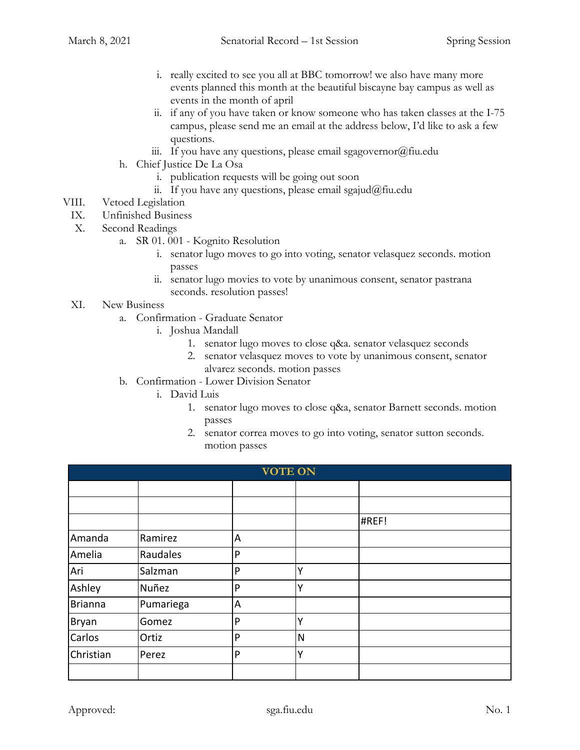i. really excited to see you all at BBC tomorrow! we also have many more events planned this month at the beautiful biscayne bay campus as well as events in the month of april
ii. if any of you have taken or know someone who has taken classes at the I-75 campus, please send me an email at the address below, I'd like to ask a few questions.
iii. If you have any questions, please email sgagovernor@fiu.edu

h. Chief Justice De La Osa
i. publication requests will be going out soon
ii. If you have any questions, please email sgajud@fiu.edu

VIII. Vetoed Legislation

IX. Unfinished Business

X. Second Readings

a. SR 01. 001 - Kognito Resolution
i. senator lugo moves to go into voting, senator velasquez seconds. motion passes
ii. senator lugo movies to vote by unanimous consent, senator pastrana seconds. resolution passes!

XI. New Business

a. Confirmation - Graduate Senator
i. Joshua Mandall
1. senator lugo moves to close q&a. senator velasquez seconds
2. senator velasquez moves to vote by unanimous consent, senator alvarez seconds. motion passes

b. Confirmation - Lower Division Senator
i. David Luis
1. senator lugo moves to close q&a, senator Barnett seconds. motion passes
2. senator correa moves to go into voting, senator sutton seconds. motion passes

| VOTE ON | | | | |
|---|---|---|---|---|
| | | | | |
| | | | | |
| | | | | #REF! |
| Amanda | Ramirez | A | | |
| Amelia | Raudales | P | | |
| Ari | Salzman | P | Y | |
| Ashley | Nuñez | P | Y | |
| Brianna | Pumariega | A | | |
| Bryan | Gomez | P | Y | |
| Carlos | Ortiz | P | N | |
| Christian | Perez | P | Y | |
| | | | | |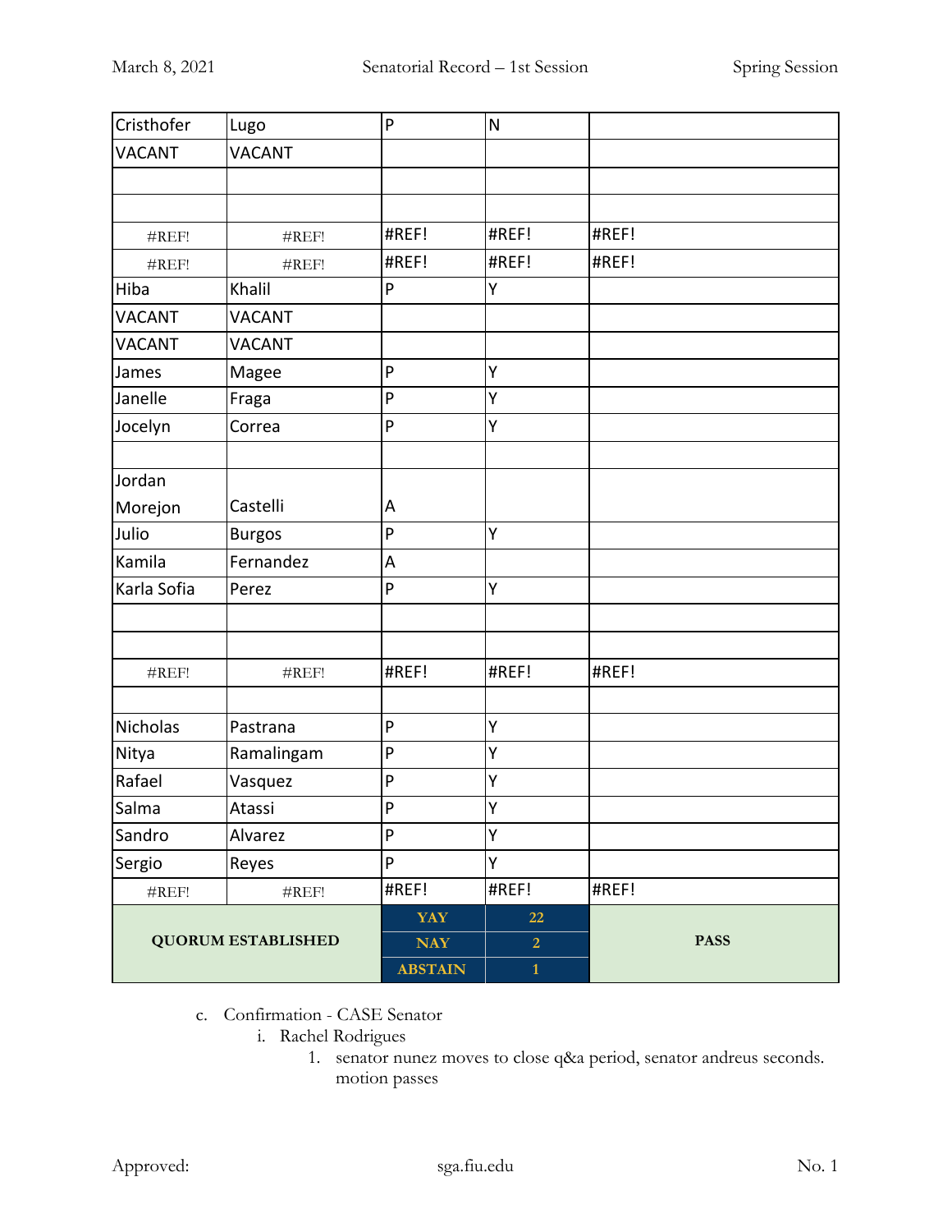| | | | | |
|---|---|---|---|---|
| Cristhofer | Lugo | P | N | |
| VACANT | VACANT | | | |
| | | | | |
| | | | | |
| #REF! | #REF! | #REF! | #REF! | #REF! |
| #REF! | #REF! | #REF! | #REF! | #REF! |
| Hiba | Khalil | P | Y | |
| VACANT | VACANT | | | |
| VACANT | VACANT | | | |
| James | Magee | P | Y | |
| Janelle | Fraga | P | Y | |
| Jocelyn | Correa | P | Y | |
| | | | | |
| Jordan Morejon | Castelli | A | | |
| Julio | Burgos | P | Y | |
| Kamila | Fernandez | A | | |
| Karla Sofia | Perez | P | Y | |
| | | | | |
| | | | | |
| #REF! | #REF! | #REF! | #REF! | #REF! |
| | | | | |
| Nicholas | Pastrana | P | Y | |
| Nitya | Ramalingam | P | Y | |
| Rafael | Vasquez | P | Y | |
| Salma | Atassi | P | Y | |
| Sandro | Alvarez | P | Y | |
| Sergio | Reyes | P | Y | |
| #REF! | #REF! | #REF! | #REF! | #REF! |
| **QUORUM ESTABLISHED** | | **YAY** | **22** | **PASS** |
| | | **NAY** | **2** | |
| | | **ABSTAIN** | **1** | |

c. Confirmation - CASE Senator
   i. Rachel Rodrigues
      1. senator nunez moves to close q&a period, senator andreus seconds. motion passes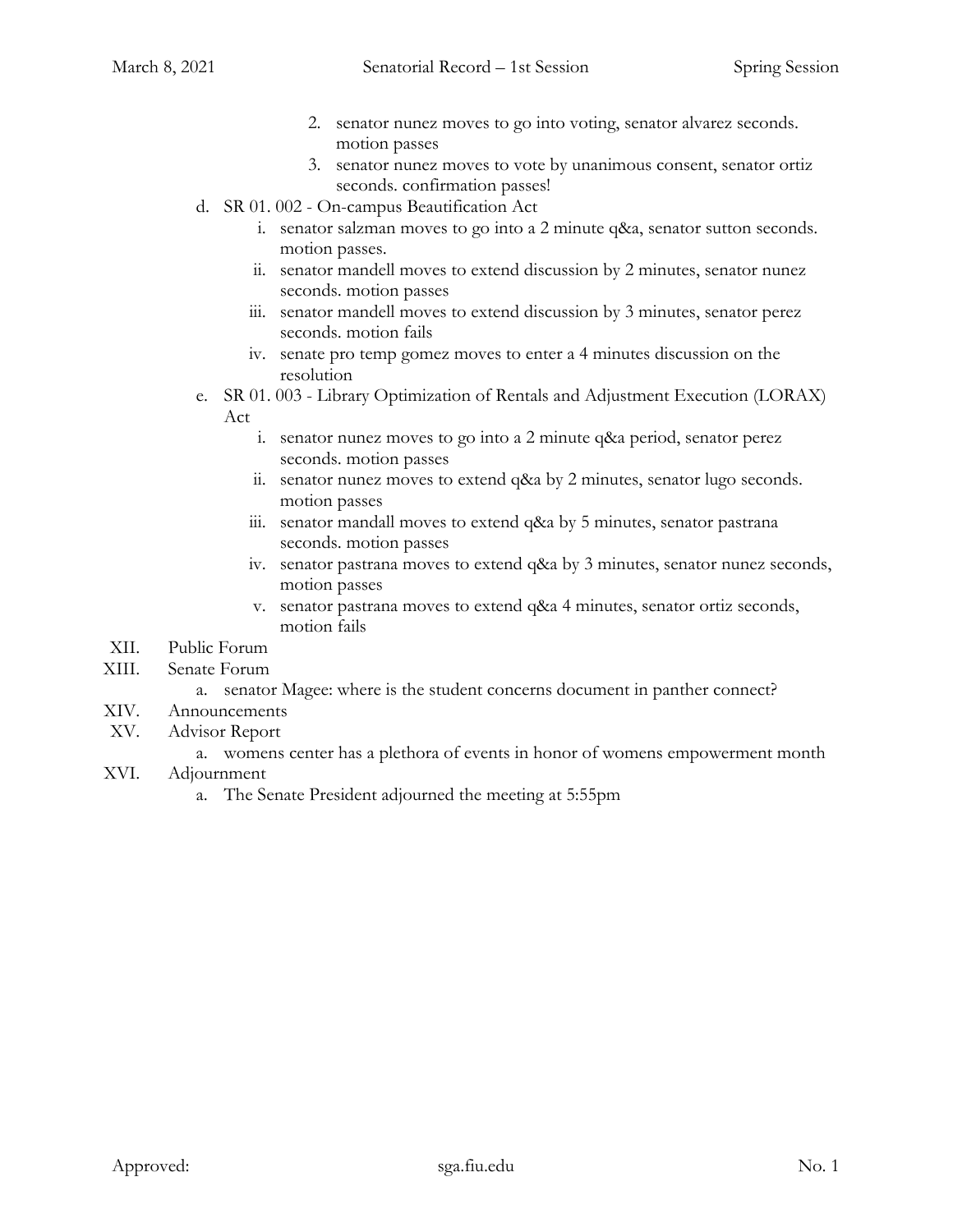2. senator nunez moves to go into voting, senator alvarez seconds. motion passes
   3. senator nunez moves to vote by unanimous consent, senator ortiz seconds. confirmation passes!

d. SR 01. 002 - On-campus Beautification Act
   i. senator salzman moves to go into a 2 minute q&a, senator sutton seconds. motion passes.
   ii. senator mandell moves to extend discussion by 2 minutes, senator nunez seconds. motion passes
   iii. senator mandell moves to extend discussion by 3 minutes, senator perez seconds. motion fails
   iv. senate pro temp gomez moves to enter a 4 minutes discussion on the resolution

e. SR 01. 003 - Library Optimization of Rentals and Adjustment Execution (LORAX) Act
   i. senator nunez moves to go into a 2 minute q&a period, senator perez seconds. motion passes
   ii. senator nunez moves to extend q&a by 2 minutes, senator lugo seconds. motion passes
   iii. senator mandall moves to extend q&a by 5 minutes, senator pastrana seconds. motion passes
   iv. senator pastrana moves to extend q&a by 3 minutes, senator nunez seconds, motion passes
   v. senator pastrana moves to extend q&a 4 minutes, senator ortiz seconds, motion fails

XII. Public Forum

XIII. Senate Forum
   a. senator Magee: where is the student concerns document in panther connect?

XIV. Announcements

XV. Advisor Report
   a. womens center has a plethora of events in honor of womens empowerment month

XVI. Adjournment
   a. The Senate President adjourned the meeting at 5:55pm

Approved: